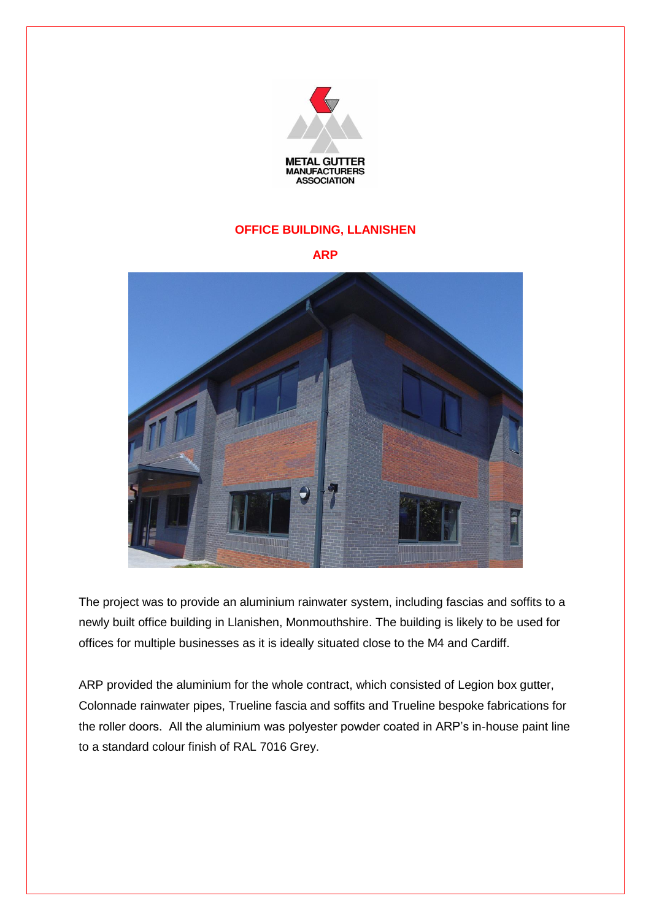METAL GUTTER MANUFACTURERS ASSOCIATION

## OFFICE BUILDING, LLANISHEN

### ARP

The project was to provide an aluminium rainwater system, including fascias and soffits to a newly built office building in Llanishen, Monmouthshire. The building is likely to be used for offices for multiple businesses as it is ideally situated close to the M4 and Cardiff.

ARP provided the aluminium for the whole contract, which consisted of Legion box gutter, Colonnade rainwater pipes, Trueline fascia and soffits and Trueline bespoke fabrications for the roller doors. All the aluminium was polyester powder coated in ARP's in-house paint line to a standard colour finish of RAL 7016 Grey.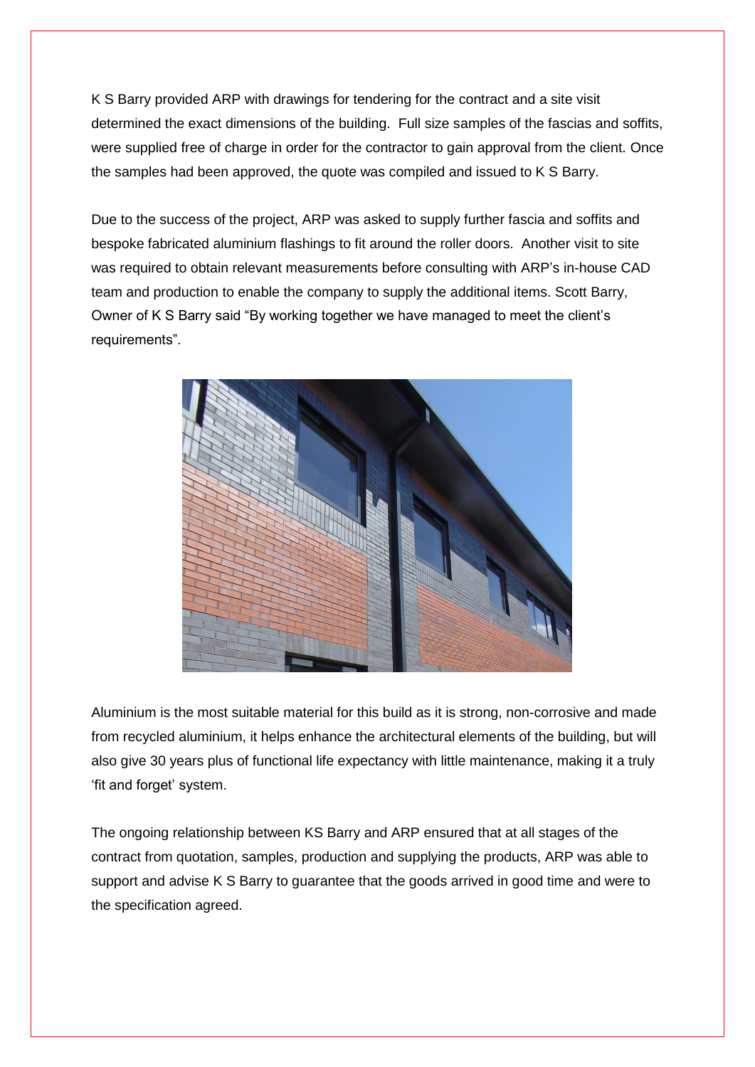K S Barry provided ARP with drawings for tendering for the contract and a site visit determined the exact dimensions of the building. Full size samples of the fascias and soffits, were supplied free of charge in order for the contractor to gain approval from the client. Once the samples had been approved, the quote was compiled and issued to K S Barry.

Due to the success of the project, ARP was asked to supply further fascia and soffits and bespoke fabricated aluminium flashings to fit around the roller doors. Another visit to site was required to obtain relevant measurements before consulting with ARP's in-house CAD team and production to enable the company to supply the additional items. Scott Barry, Owner of K S Barry said "By working together we have managed to meet the client's requirements".

Aluminium is the most suitable material for this build as it is strong, non-corrosive and made from recycled aluminium, it helps enhance the architectural elements of the building, but will also give 30 years plus of functional life expectancy with little maintenance, making it a truly 'fit and forget' system.

The ongoing relationship between KS Barry and ARP ensured that at all stages of the contract from quotation, samples, production and supplying the products, ARP was able to support and advise K S Barry to guarantee that the goods arrived in good time and were to the specification agreed.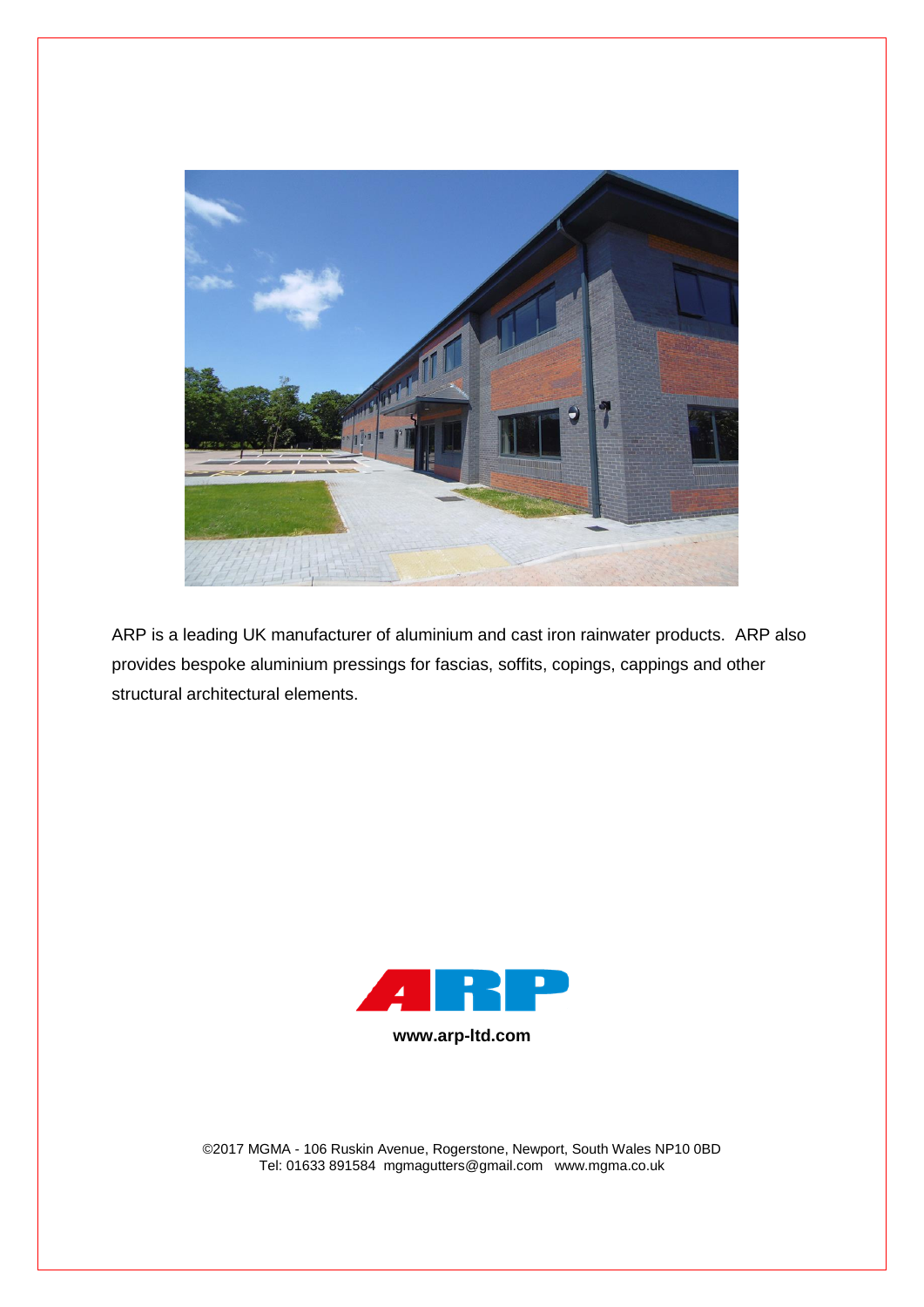ARP is a leading UK manufacturer of aluminium and cast iron rainwater products. ARP also provides bespoke aluminium pressings for fascias, soffits, copings, cappings and other structural architectural elements.

ARP

**www.arp-ltd.com**

©2017 MGMA - 106 Ruskin Avenue, Rogerstone, Newport, South Wales NP10 0BD
Tel: 01633 891584 mgmagutters@gmail.com www.mgma.co.uk